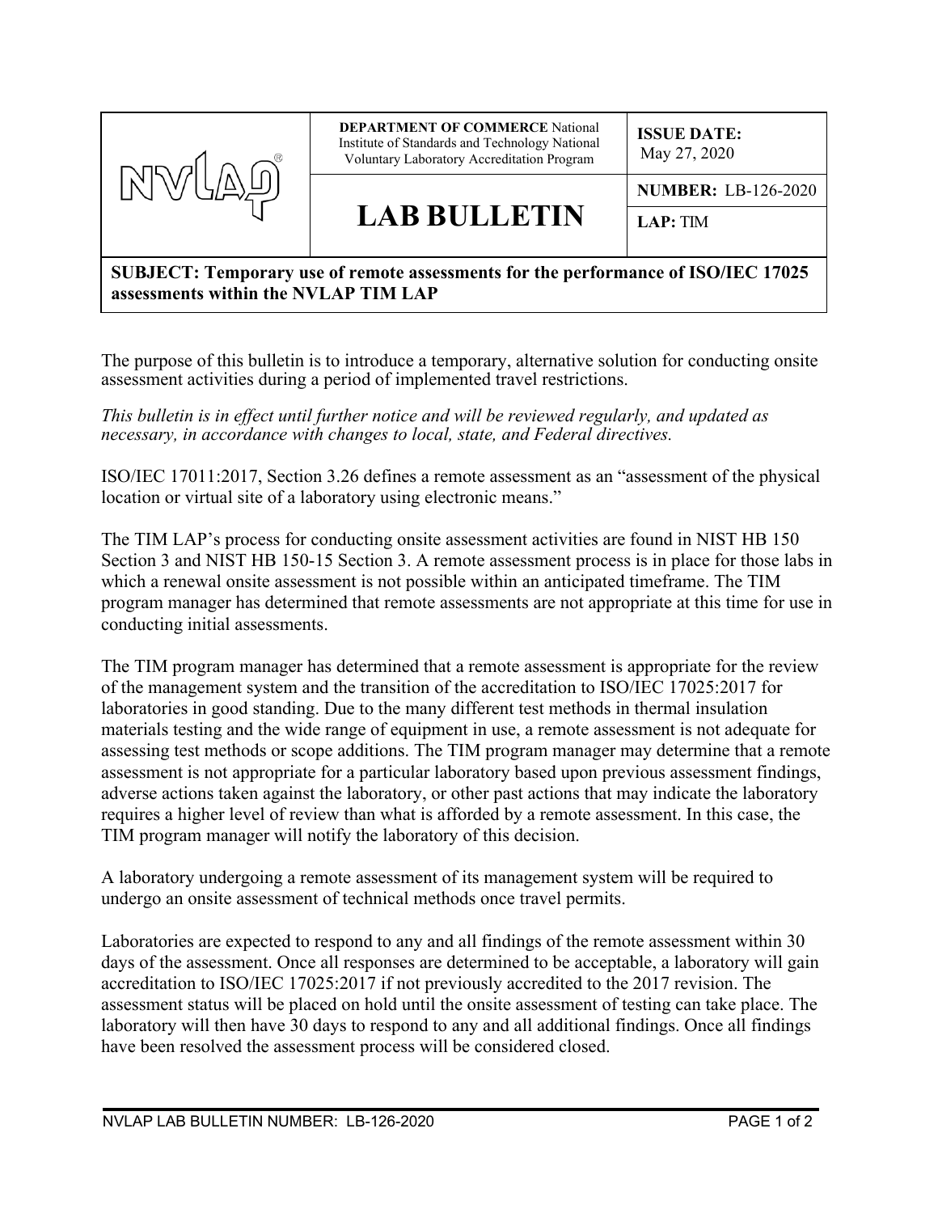| NVLAP | **DEPARTMENT OF COMMERCE** National Institute of Standards and Technology National Voluntary Laboratory Accreditation Program | **ISSUE DATE:** May 27, 2020 |
|---|---|---|
| | **LAB BULLETIN** | **NUMBER:** LB-126-2020 |
| | | **LAP:** TIM |

**SUBJECT: Temporary use of remote assessments for the performance of ISO/IEC 17025 assessments within the NVLAP TIM LAP**

The purpose of this bulletin is to introduce a temporary, alternative solution for conducting onsite assessment activities during a period of implemented travel restrictions.

*This bulletin is in effect until further notice and will be reviewed regularly, and updated as necessary, in accordance with changes to local, state, and Federal directives.*

ISO/IEC 17011:2017, Section 3.26 defines a remote assessment as an "assessment of the physical location or virtual site of a laboratory using electronic means."

The TIM LAP's process for conducting onsite assessment activities are found in NIST HB 150 Section 3 and NIST HB 150-15 Section 3. A remote assessment process is in place for those labs in which a renewal onsite assessment is not possible within an anticipated timeframe. The TIM program manager has determined that remote assessments are not appropriate at this time for use in conducting initial assessments.

The TIM program manager has determined that a remote assessment is appropriate for the review of the management system and the transition of the accreditation to ISO/IEC 17025:2017 for laboratories in good standing. Due to the many different test methods in thermal insulation materials testing and the wide range of equipment in use, a remote assessment is not adequate for assessing test methods or scope additions. The TIM program manager may determine that a remote assessment is not appropriate for a particular laboratory based upon previous assessment findings, adverse actions taken against the laboratory, or other past actions that may indicate the laboratory requires a higher level of review than what is afforded by a remote assessment. In this case, the TIM program manager will notify the laboratory of this decision.

A laboratory undergoing a remote assessment of its management system will be required to undergo an onsite assessment of technical methods once travel permits.

Laboratories are expected to respond to any and all findings of the remote assessment within 30 days of the assessment. Once all responses are determined to be acceptable, a laboratory will gain accreditation to ISO/IEC 17025:2017 if not previously accredited to the 2017 revision. The assessment status will be placed on hold until the onsite assessment of testing can take place. The laboratory will then have 30 days to respond to any and all additional findings. Once all findings have been resolved the assessment process will be considered closed.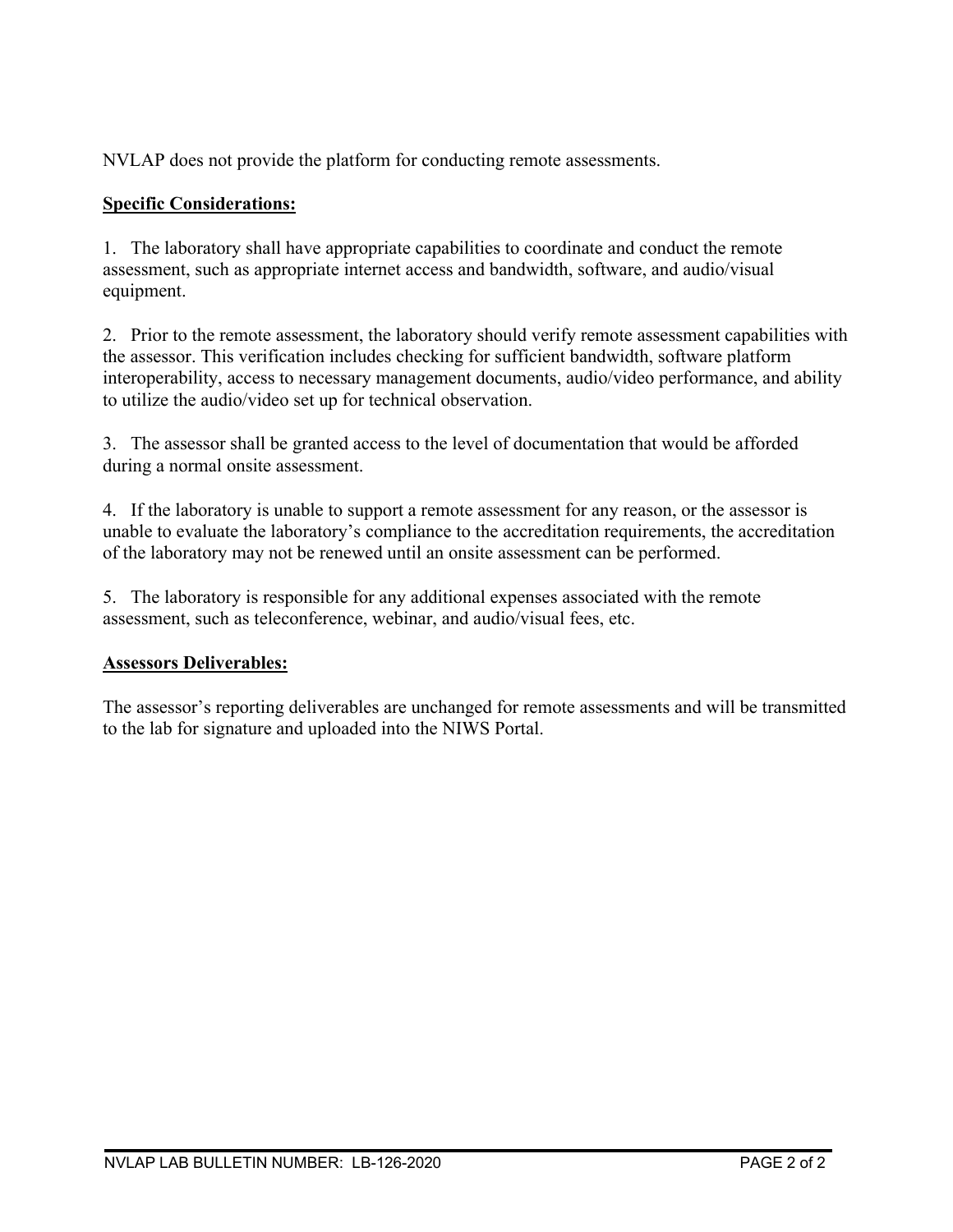NVLAP does not provide the platform for conducting remote assessments.

**Specific Considerations:**

1. The laboratory shall have appropriate capabilities to coordinate and conduct the remote assessment, such as appropriate internet access and bandwidth, software, and audio/visual equipment.

2. Prior to the remote assessment, the laboratory should verify remote assessment capabilities with the assessor. This verification includes checking for sufficient bandwidth, software platform interoperability, access to necessary management documents, audio/video performance, and ability to utilize the audio/video set up for technical observation.

3. The assessor shall be granted access to the level of documentation that would be afforded during a normal onsite assessment.

4. If the laboratory is unable to support a remote assessment for any reason, or the assessor is unable to evaluate the laboratory's compliance to the accreditation requirements, the accreditation of the laboratory may not be renewed until an onsite assessment can be performed.

5. The laboratory is responsible for any additional expenses associated with the remote assessment, such as teleconference, webinar, and audio/visual fees, etc.

**Assessors Deliverables:**

The assessor's reporting deliverables are unchanged for remote assessments and will be transmitted to the lab for signature and uploaded into the NIWS Portal.